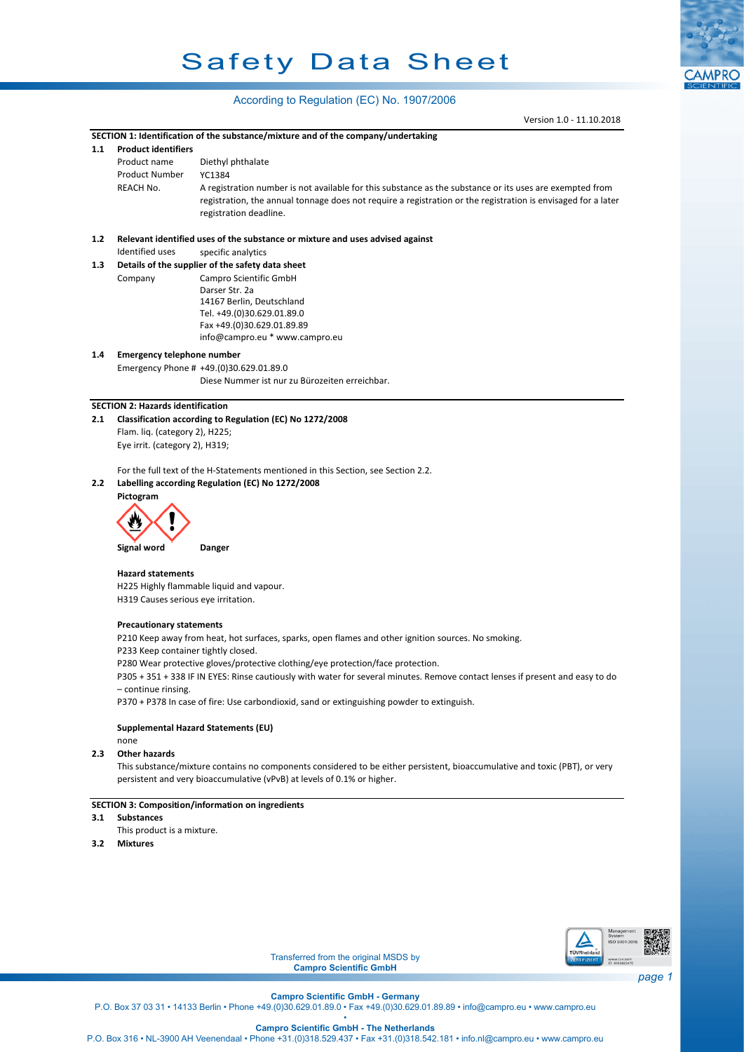# Safety Data Sheet

According to Regulation (EC) No. 1907/2006

Version 1.0 - 11.10.2018

## SECTION 1: Identification of the substance/mixture and of the company/undertaking

**1.1 Product identifiers**

| | |
|---|---|
| Product name | Diethyl phthalate |
| Product Number | YC1384 |
| REACH No. | A registration number is not available for this substance as the substance or its uses are exempted from registration, the annual tonnage does not require a registration or the registration is envisaged for a later registration deadline. |

**1.2 Relevant identified uses of the substance or mixture and uses advised against**

Identified uses specific analytics

**1.3 Details of the supplier of the safety data sheet**

Company
Campro Scientific GmbH
Darser Str. 2a
14167 Berlin, Deutschland
Tel. +49.(0)30.629.01.89.0
Fax +49.(0)30.629.01.89.89
info@campro.eu * www.campro.eu

**1.4 Emergency telephone number**

Emergency Phone # +49.(0)30.629.01.89.0
Diese Nummer ist nur zu Bürozeiten erreichbar.

## SECTION 2: Hazards identification

**2.1 Classification according to Regulation (EC) No 1272/2008**

Flam. liq. (category 2), H225;
Eye irrit. (category 2), H319;

For the full text of the H-Statements mentioned in this Section, see Section 2.2.

**2.2 Labelling according Regulation (EC) No 1272/2008**

**Pictogram**

**Signal word** Danger

**Hazard statements**

H225 Highly flammable liquid and vapour.
H319 Causes serious eye irritation.

**Precautionary statements**

P210 Keep away from heat, hot surfaces, sparks, open flames and other ignition sources. No smoking.
P233 Keep container tightly closed.
P280 Wear protective gloves/protective clothing/eye protection/face protection.
P305 + 351 + 338 IF IN EYES: Rinse cautiously with water for several minutes. Remove contact lenses if present and easy to do – continue rinsing.
P370 + P378 In case of fire: Use carbondioxid, sand or extinguishing powder to extinguish.

**Supplemental Hazard Statements (EU)**

none

**2.3 Other hazards**

This substance/mixture contains no components considered to be either persistent, bioaccumulative and toxic (PBT), or very persistent and very bioaccumulative (vPvB) at levels of 0.1% or higher.

## SECTION 3: Composition/information on ingredients

**3.1 Substances**

This product is a mixture.

**3.2 Mixtures**

Transferred from the original MSDS by
**Campro Scientific GmbH**

**Campro Scientific GmbH - Germany**
P.O. Box 37 03 31 • 14133 Berlin • Phone +49.(0)30.629.01.89.0 • Fax +49.(0)30.629.01.89.89 • info@campro.eu • www.campro.eu

**Campro Scientific GmbH - The Netherlands**
P.O. Box 316 • NL-3900 AH Veenendaal • Phone +31.(0)318.529.437 • Fax +31.(0)318.542.181 • info.nl@campro.eu • www.campro.eu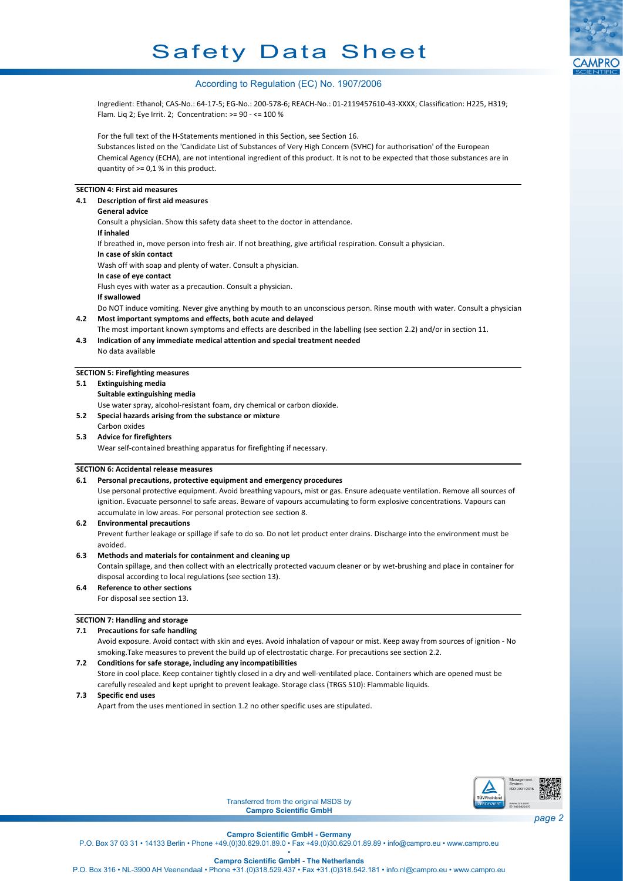Ingredient: Ethanol; CAS-No.: 64-17-5; EG-No.: 200-578-6; REACH-No.: 01-2119457610-43-XXXX; Classification: H225, H319; Flam. Liq 2; Eye Irrit. 2; Concentration: >= 90 - <= 100 %

For the full text of the H-Statements mentioned in this Section, see Section 16.
Substances listed on the 'Candidate List of Substances of Very High Concern (SVHC) for authorisation' of the European Chemical Agency (ECHA), are not intentional ingredient of this product. It is not to be expected that those substances are in quantity of >= 0,1 % in this product.

## SECTION 4: First aid measures

### 4.1 Description of first aid measures

**General advice**
Consult a physician. Show this safety data sheet to the doctor in attendance.

**If inhaled**
If breathed in, move person into fresh air. If not breathing, give artificial respiration. Consult a physician.

**In case of skin contact**
Wash off with soap and plenty of water. Consult a physician.

**In case of eye contact**
Flush eyes with water as a precaution. Consult a physician.

**If swallowed**
Do NOT induce vomiting. Never give anything by mouth to an unconscious person. Rinse mouth with water. Consult a physician

### 4.2 Most important symptoms and effects, both acute and delayed

The most important known symptoms and effects are described in the labelling (see section 2.2) and/or in section 11.

### 4.3 Indication of any immediate medical attention and special treatment needed

No data available

## SECTION 5: Firefighting measures

### 5.1 Extinguishing media

**Suitable extinguishing media**
Use water spray, alcohol-resistant foam, dry chemical or carbon dioxide.

### 5.2 Special hazards arising from the substance or mixture

Carbon oxides

### 5.3 Advice for firefighters

Wear self-contained breathing apparatus for firefighting if necessary.

## SECTION 6: Accidental release measures

### 6.1 Personal precautions, protective equipment and emergency procedures

Use personal protective equipment. Avoid breathing vapours, mist or gas. Ensure adequate ventilation. Remove all sources of ignition. Evacuate personnel to safe areas. Beware of vapours accumulating to form explosive concentrations. Vapours can accumulate in low areas. For personal protection see section 8.

### 6.2 Environmental precautions

Prevent further leakage or spillage if safe to do so. Do not let product enter drains. Discharge into the environment must be avoided.

### 6.3 Methods and materials for containment and cleaning up

Contain spillage, and then collect with an electrically protected vacuum cleaner or by wet-brushing and place in container for disposal according to local regulations (see section 13).

### 6.4 Reference to other sections

For disposal see section 13.

## SECTION 7: Handling and storage

### 7.1 Precautions for safe handling

Avoid exposure. Avoid contact with skin and eyes. Avoid inhalation of vapour or mist. Keep away from sources of ignition - No smoking.Take measures to prevent the build up of electrostatic charge. For precautions see section 2.2.

### 7.2 Conditions for safe storage, including any incompatibilities

Store in cool place. Keep container tightly closed in a dry and well-ventilated place. Containers which are opened must be carefully resealed and kept upright to prevent leakage. Storage class (TRGS 510): Flammable liquids.

### 7.3 Specific end uses

Apart from the uses mentioned in section 1.2 no other specific uses are stipulated.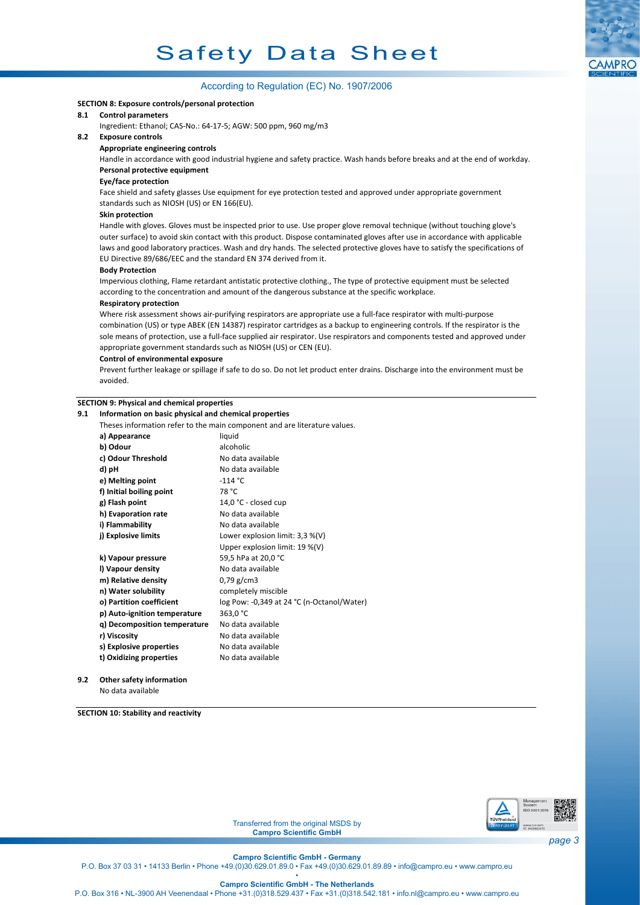## SECTION 8: Exposure controls/personal protection

### 8.1 Control parameters

Ingredient: Ethanol; CAS-No.: 64-17-5; AGW: 500 ppm, 960 mg/m3

### 8.2 Exposure controls

**Appropriate engineering controls**

Handle in accordance with good industrial hygiene and safety practice. Wash hands before breaks and at the end of workday.

**Personal protective equipment**

**Eye/face protection**

Face shield and safety glasses Use equipment for eye protection tested and approved under appropriate government standards such as NIOSH (US) or EN 166(EU).

**Skin protection**

Handle with gloves. Gloves must be inspected prior to use. Use proper glove removal technique (without touching glove's outer surface) to avoid skin contact with this product. Dispose contaminated gloves after use in accordance with applicable laws and good laboratory practices. Wash and dry hands. The selected protective gloves have to satisfy the specifications of EU Directive 89/686/EEC and the standard EN 374 derived from it.

**Body Protection**

Impervious clothing, Flame retardant antistatic protective clothing., The type of protective equipment must be selected according to the concentration and amount of the dangerous substance at the specific workplace.

**Respiratory protection**

Where risk assessment shows air-purifying respirators are appropriate use a full-face respirator with multi-purpose combination (US) or type ABEK (EN 14387) respirator cartridges as a backup to engineering controls. If the respirator is the sole means of protection, use a full-face supplied air respirator. Use respirators and components tested and approved under appropriate government standards such as NIOSH (US) or CEN (EU).

**Control of environmental exposure**

Prevent further leakage or spillage if safe to do so. Do not let product enter drains. Discharge into the environment must be avoided.

## SECTION 9: Physical and chemical properties

### 9.1 Information on basic physical and chemical properties

Theses information refer to the main component and are literature values.

| Property | Value |
|---|---|
| **a) Appearance** | liquid |
| **b) Odour** | alcoholic |
| **c) Odour Threshold** | No data available |
| **d) pH** | No data available |
| **e) Melting point** | -114 °C |
| **f) Initial boiling point** | 78 °C |
| **g) Flash point** | 14,0 °C - closed cup |
| **h) Evaporation rate** | No data available |
| **i) Flammability** | No data available |
| **j) Explosive limits** | Lower explosion limit: 3,3 %(V)<br>Upper explosion limit: 19 %(V) |
| **k) Vapour pressure** | 59,5 hPa at 20,0 °C |
| **l) Vapour density** | No data available |
| **m) Relative density** | 0,79 g/cm3 |
| **n) Water solubility** | completely miscible |
| **o) Partition coefficient** | log Pow: -0,349 at 24 °C (n-Octanol/Water) |
| **p) Auto-ignition temperature** | 363,0 °C |
| **q) Decomposition temperature** | No data available |
| **r) Viscosity** | No data available |
| **s) Explosive properties** | No data available |
| **t) Oxidizing properties** | No data available |

### 9.2 Other safety information

No data available

## SECTION 10: Stability and reactivity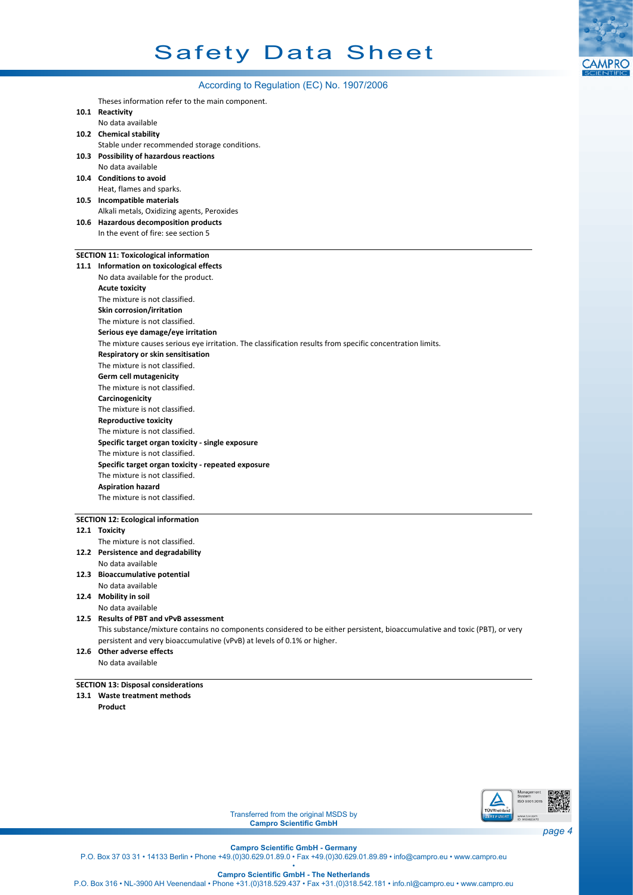Theses information refer to the main component.

**10.1 Reactivity**

No data available

**10.2 Chemical stability**

Stable under recommended storage conditions.

**10.3 Possibility of hazardous reactions**

No data available

**10.4 Conditions to avoid**

Heat, flames and sparks.

**10.5 Incompatible materials**

Alkali metals, Oxidizing agents, Peroxides

**10.6 Hazardous decomposition products**

In the event of fire: see section 5

## SECTION 11: Toxicological information

**11.1 Information on toxicological effects**

No data available for the product.

**Acute toxicity**

The mixture is not classified.

**Skin corrosion/irritation**

The mixture is not classified.

**Serious eye damage/eye irritation**

The mixture causes serious eye irritation. The classification results from specific concentration limits.

**Respiratory or skin sensitisation**

The mixture is not classified.

**Germ cell mutagenicity**

The mixture is not classified.

**Carcinogenicity**

The mixture is not classified.

**Reproductive toxicity**

The mixture is not classified.

**Specific target organ toxicity - single exposure**

The mixture is not classified.

**Specific target organ toxicity - repeated exposure**

The mixture is not classified.

**Aspiration hazard**

The mixture is not classified.

## SECTION 12: Ecological information

**12.1 Toxicity**

The mixture is not classified.

**12.2 Persistence and degradability**

No data available

**12.3 Bioaccumulative potential**

No data available

**12.4 Mobility in soil**

No data available

**12.5 Results of PBT and vPvB assessment**

This substance/mixture contains no components considered to be either persistent, bioaccumulative and toxic (PBT), or very persistent and very bioaccumulative (vPvB) at levels of 0.1% or higher.

**12.6 Other adverse effects**

No data available

## SECTION 13: Disposal considerations

**13.1 Waste treatment methods**

**Product**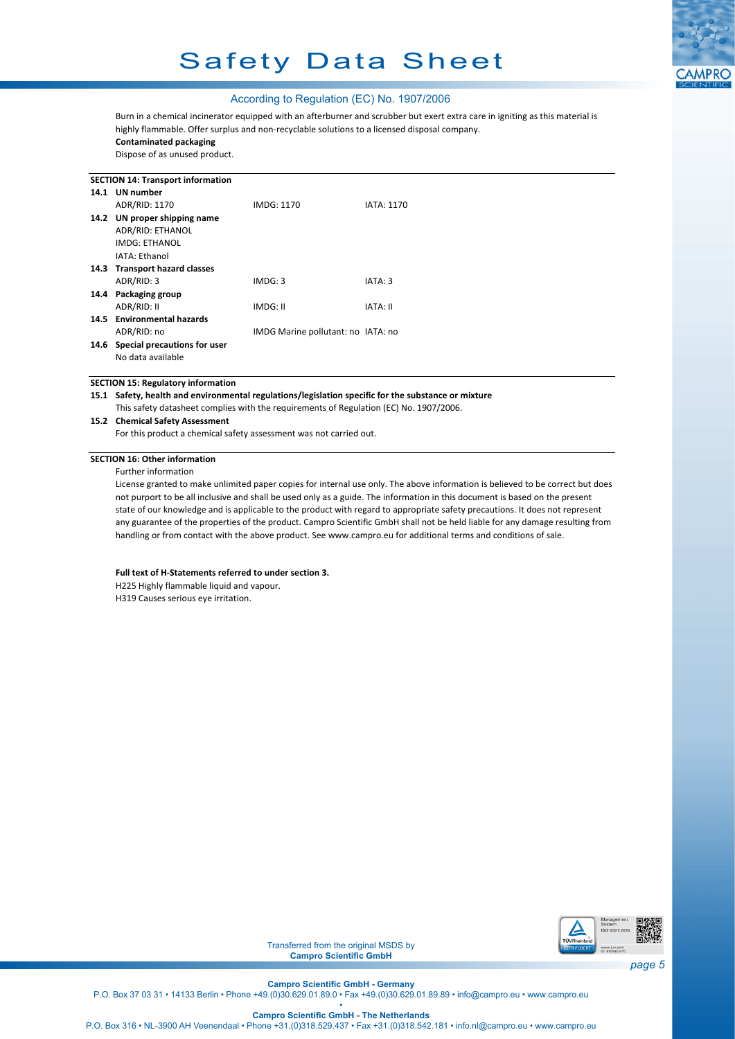Burn in a chemical incinerator equipped with an afterburner and scrubber but exert extra care in igniting as this material is highly flammable. Offer surplus and non-recyclable solutions to a licensed disposal company.

**Contaminated packaging**

Dispose of as unused product.

**SECTION 14: Transport information**

**14.1 UN number**

| | | |
|---|---|---|
| ADR/RID: 1170 | IMDG: 1170 | IATA: 1170 |

**14.2 UN proper shipping name**

ADR/RID: ETHANOL
IMDG: ETHANOL
IATA: Ethanol

**14.3 Transport hazard classes**

| | | |
|---|---|---|
| ADR/RID: 3 | IMDG: 3 | IATA: 3 |

**14.4 Packaging group**

| | | |
|---|---|---|
| ADR/RID: II | IMDG: II | IATA: II |

**14.5 Environmental hazards**

| | | |
|---|---|---|
| ADR/RID: no | IMDG Marine pollutant: no | IATA: no |

**14.6 Special precautions for user**

No data available

**SECTION 15: Regulatory information**

**15.1 Safety, health and environmental regulations/legislation specific for the substance or mixture**

This safety datasheet complies with the requirements of Regulation (EC) No. 1907/2006.

**15.2 Chemical Safety Assessment**

For this product a chemical safety assessment was not carried out.

**SECTION 16: Other information**

Further information

License granted to make unlimited paper copies for internal use only. The above information is believed to be correct but does not purport to be all inclusive and shall be used only as a guide. The information in this document is based on the present state of our knowledge and is applicable to the product with regard to appropriate safety precautions. It does not represent any guarantee of the properties of the product. Campro Scientific GmbH shall not be held liable for any damage resulting from handling or from contact with the above product. See www.campro.eu for additional terms and conditions of sale.

**Full text of H-Statements referred to under section 3.**

H225 Highly flammable liquid and vapour.
H319 Causes serious eye irritation.